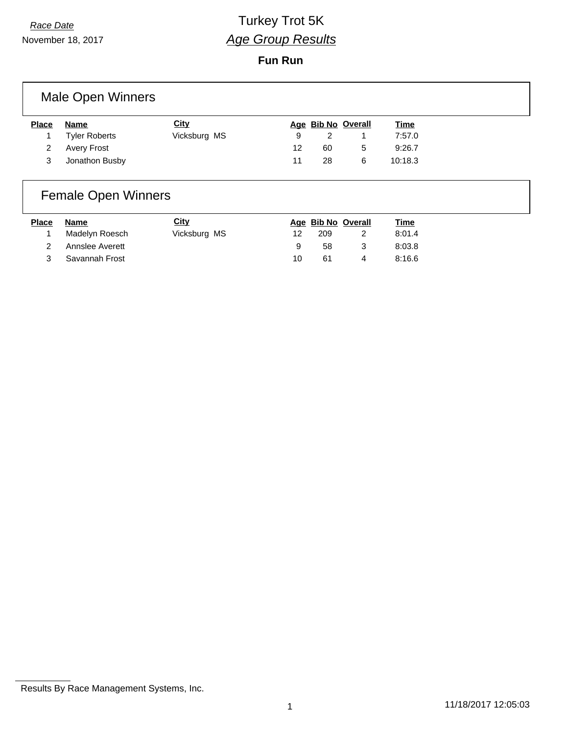*Race Date*
November 18, 2017

# Turkey Trot 5K
## *Age Group Results*

**Fun Run**

### Male Open Winners

| Place | Name | City | Age | Bib No | Overall | Time |
|---|---|---|---|---|---|---|
| 1 | Tyler Roberts | Vicksburg MS | 9 | 2 | 1 | 7:57.0 |
| 2 | Avery Frost | | 12 | 60 | 5 | 9:26.7 |
| 3 | Jonathon Busby | | 11 | 28 | 6 | 10:18.3 |

### Female Open Winners

| Place | Name | City | Age | Bib No | Overall | Time |
|---|---|---|---|---|---|---|
| 1 | Madelyn Roesch | Vicksburg MS | 12 | 209 | 2 | 8:01.4 |
| 2 | Annslee Averett | | 9 | 58 | 3 | 8:03.8 |
| 3 | Savannah Frost | | 10 | 61 | 4 | 8:16.6 |

Results By Race Management Systems, Inc.

11/18/2017 12:05:03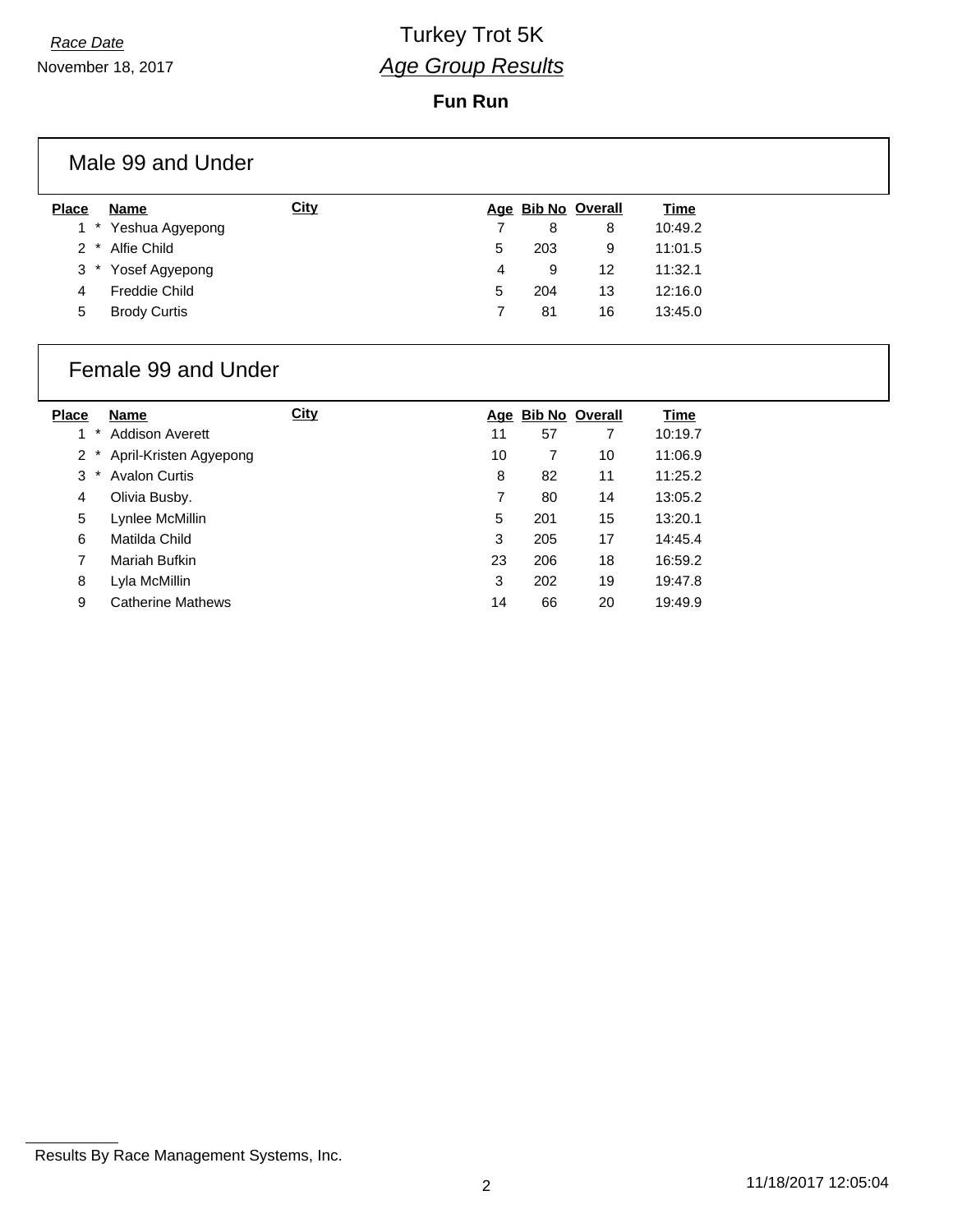*Race Date*

November 18, 2017

# Turkey Trot 5K

## *Age Group Results*

**Fun Run**

### Male 99 and Under

| Place | | Name | City | Age | Bib No | Overall | Time |
|---|---|---|---|---|---|---|---|
| 1 | * | Yeshua Agyepong | | 7 | 8 | 8 | 10:49.2 |
| 2 | * | Alfie Child | | 5 | 203 | 9 | 11:01.5 |
| 3 | * | Yosef Agyepong | | 4 | 9 | 12 | 11:32.1 |
| 4 | | Freddie Child | | 5 | 204 | 13 | 12:16.0 |
| 5 | | Brody Curtis | | 7 | 81 | 16 | 13:45.0 |

### Female 99 and Under

| Place | | Name | City | Age | Bib No | Overall | Time |
|---|---|---|---|---|---|---|---|
| 1 | * | Addison Averett | | 11 | 57 | 7 | 10:19.7 |
| 2 | * | April-Kristen Agyepong | | 10 | 7 | 10 | 11:06.9 |
| 3 | * | Avalon Curtis | | 8 | 82 | 11 | 11:25.2 |
| 4 | | Olivia Busby. | | 7 | 80 | 14 | 13:05.2 |
| 5 | | Lynlee McMillin | | 5 | 201 | 15 | 13:20.1 |
| 6 | | Matilda Child | | 3 | 205 | 17 | 14:45.4 |
| 7 | | Mariah Bufkin | | 23 | 206 | 18 | 16:59.2 |
| 8 | | Lyla McMillin | | 3 | 202 | 19 | 19:47.8 |
| 9 | | Catherine Mathews | | 14 | 66 | 20 | 19:49.9 |

Results By Race Management Systems, Inc.

11/18/2017 12:05:04